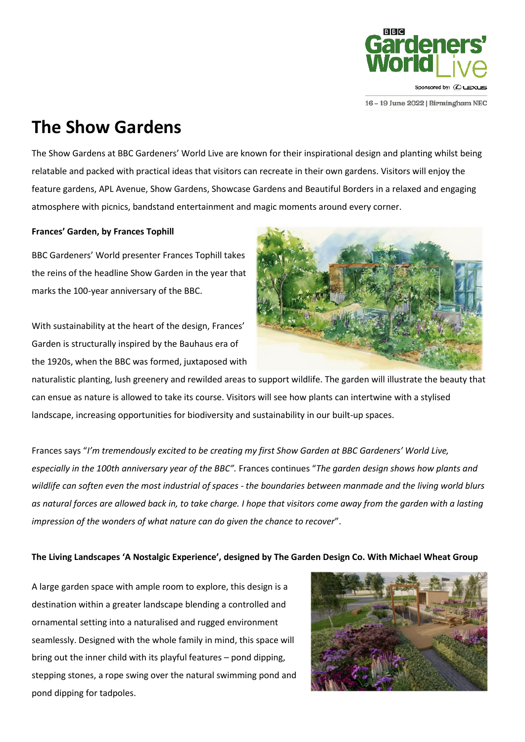# The Show Gardens

The Show Gardens at BBC Gardeners' World Live are known for their inspirational design and planting whilst being relatable and packed with practical ideas that visitors can recreate in their own gardens. Visitors will enjoy the feature gardens, APL Avenue, Show Gardens, Showcase Gardens and Beautiful Borders in a relaxed and engaging atmosphere with picnics, bandstand entertainment and magic moments around every corner.

**Frances' Garden, by Frances Tophill**

BBC Gardeners' World presenter Frances Tophill takes the reins of the headline Show Garden in the year that marks the 100-year anniversary of the BBC.

With sustainability at the heart of the design, Frances' Garden is structurally inspired by the Bauhaus era of the 1920s, when the BBC was formed, juxtaposed with naturalistic planting, lush greenery and rewilded areas to support wildlife. The garden will illustrate the beauty that can ensue as nature is allowed to take its course. Visitors will see how plants can intertwine with a stylised landscape, increasing opportunities for biodiversity and sustainability in our built-up spaces.

Frances says "*I'm tremendously excited to be creating my first Show Garden at BBC Gardeners' World Live, especially in the 100th anniversary year of the BBC".* Frances continues "*The garden design shows how plants and wildlife can soften even the most industrial of spaces - the boundaries between manmade and the living world blurs as natural forces are allowed back in, to take charge. I hope that visitors come away from the garden with a lasting impression of the wonders of what nature can do given the chance to recover*".

**The Living Landscapes 'A Nostalgic Experience', designed by The Garden Design Co. With Michael Wheat Group**

A large garden space with ample room to explore, this design is a destination within a greater landscape blending a controlled and ornamental setting into a naturalised and rugged environment seamlessly. Designed with the whole family in mind, this space will bring out the inner child with its playful features – pond dipping, stepping stones, a rope swing over the natural swimming pond and pond dipping for tadpoles.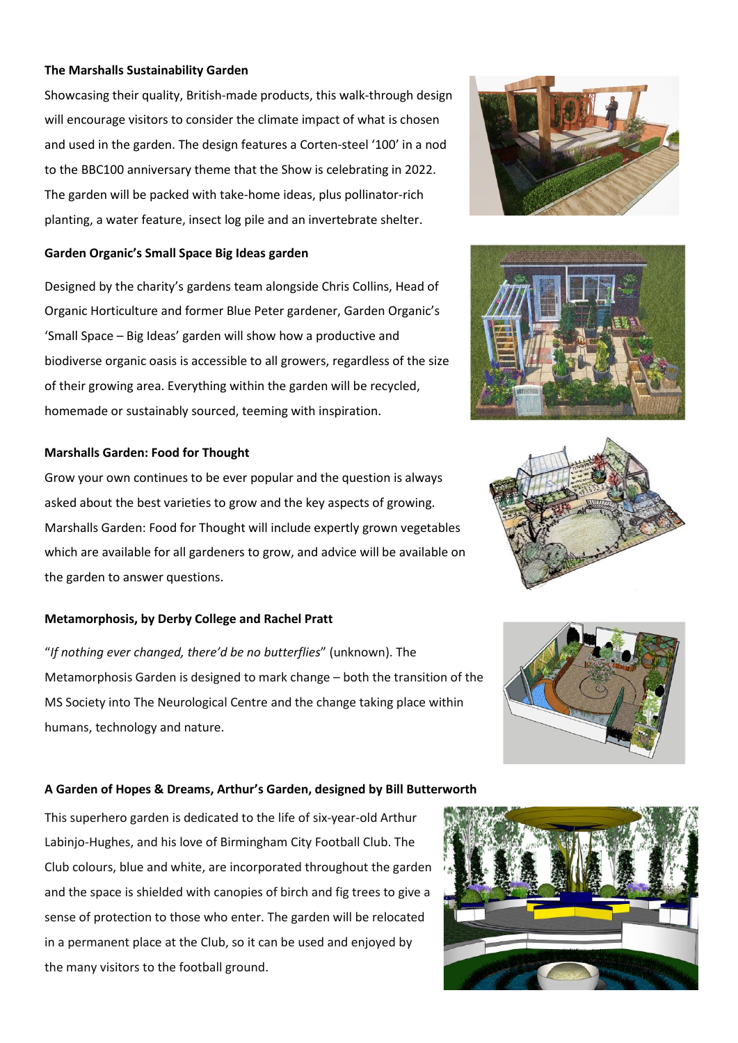**The Marshalls Sustainability Garden**

Showcasing their quality, British-made products, this walk-through design will encourage visitors to consider the climate impact of what is chosen and used in the garden. The design features a Corten-steel '100' in a nod to the BBC100 anniversary theme that the Show is celebrating in 2022. The garden will be packed with take-home ideas, plus pollinator-rich planting, a water feature, insect log pile and an invertebrate shelter.

**Garden Organic's Small Space Big Ideas garden**

Designed by the charity's gardens team alongside Chris Collins, Head of Organic Horticulture and former Blue Peter gardener, Garden Organic's 'Small Space – Big Ideas' garden will show how a productive and biodiverse organic oasis is accessible to all growers, regardless of the size of their growing area. Everything within the garden will be recycled, homemade or sustainably sourced, teeming with inspiration.

**Marshalls Garden: Food for Thought**

Grow your own continues to be ever popular and the question is always asked about the best varieties to grow and the key aspects of growing. Marshalls Garden: Food for Thought will include expertly grown vegetables which are available for all gardeners to grow, and advice will be available on the garden to answer questions.

**Metamorphosis, by Derby College and Rachel Pratt**

"*If nothing ever changed, there'd be no butterflies*" (unknown). The Metamorphosis Garden is designed to mark change – both the transition of the MS Society into The Neurological Centre and the change taking place within humans, technology and nature.

**A Garden of Hopes & Dreams, Arthur's Garden, designed by Bill Butterworth**

This superhero garden is dedicated to the life of six-year-old Arthur Labinjo-Hughes, and his love of Birmingham City Football Club. The Club colours, blue and white, are incorporated throughout the garden and the space is shielded with canopies of birch and fig trees to give a sense of protection to those who enter. The garden will be relocated in a permanent place at the Club, so it can be used and enjoyed by the many visitors to the football ground.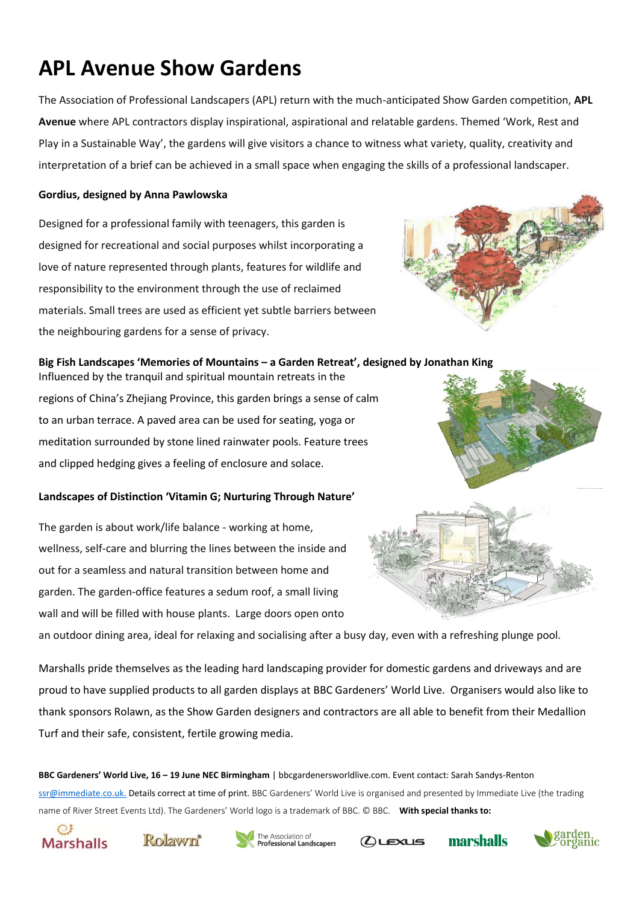# APL Avenue Show Gardens

The Association of Professional Landscapers (APL) return with the much-anticipated Show Garden competition, **APL Avenue** where APL contractors display inspirational, aspirational and relatable gardens. Themed 'Work, Rest and Play in a Sustainable Way', the gardens will give visitors a chance to witness what variety, quality, creativity and interpretation of a brief can be achieved in a small space when engaging the skills of a professional landscaper.

**Gordius, designed by Anna Pawlowska**

Designed for a professional family with teenagers, this garden is designed for recreational and social purposes whilst incorporating a love of nature represented through plants, features for wildlife and responsibility to the environment through the use of reclaimed materials. Small trees are used as efficient yet subtle barriers between the neighbouring gardens for a sense of privacy.

**Big Fish Landscapes 'Memories of Mountains – a Garden Retreat', designed by Jonathan King**

Influenced by the tranquil and spiritual mountain retreats in the regions of China's Zhejiang Province, this garden brings a sense of calm to an urban terrace. A paved area can be used for seating, yoga or meditation surrounded by stone lined rainwater pools. Feature trees and clipped hedging gives a feeling of enclosure and solace.

**Landscapes of Distinction 'Vitamin G; Nurturing Through Nature'**

The garden is about work/life balance - working at home, wellness, self-care and blurring the lines between the inside and out for a seamless and natural transition between home and garden. The garden-office features a sedum roof, a small living wall and will be filled with house plants. Large doors open onto an outdoor dining area, ideal for relaxing and socialising after a busy day, even with a refreshing plunge pool.

Marshalls pride themselves as the leading hard landscaping provider for domestic gardens and driveways and are proud to have supplied products to all garden displays at BBC Gardeners' World Live. Organisers would also like to thank sponsors Rolawn, as the Show Garden designers and contractors are all able to benefit from their Medallion Turf and their safe, consistent, fertile growing media.

**BBC Gardeners' World Live, 16 – 19 June NEC Birmingham** | bbcgardenersworldlive.com. Event contact: Sarah Sandys-Renton ssr@immediate.co.uk. Details correct at time of print. BBC Gardeners' World Live is organised and presented by Immediate Live (the trading name of River Street Events Ltd). The Gardeners' World logo is a trademark of BBC. © BBC. **With special thanks to:**

Marshalls Rolawn The Association of Professional Landscapers LEXUS marshalls garden organic